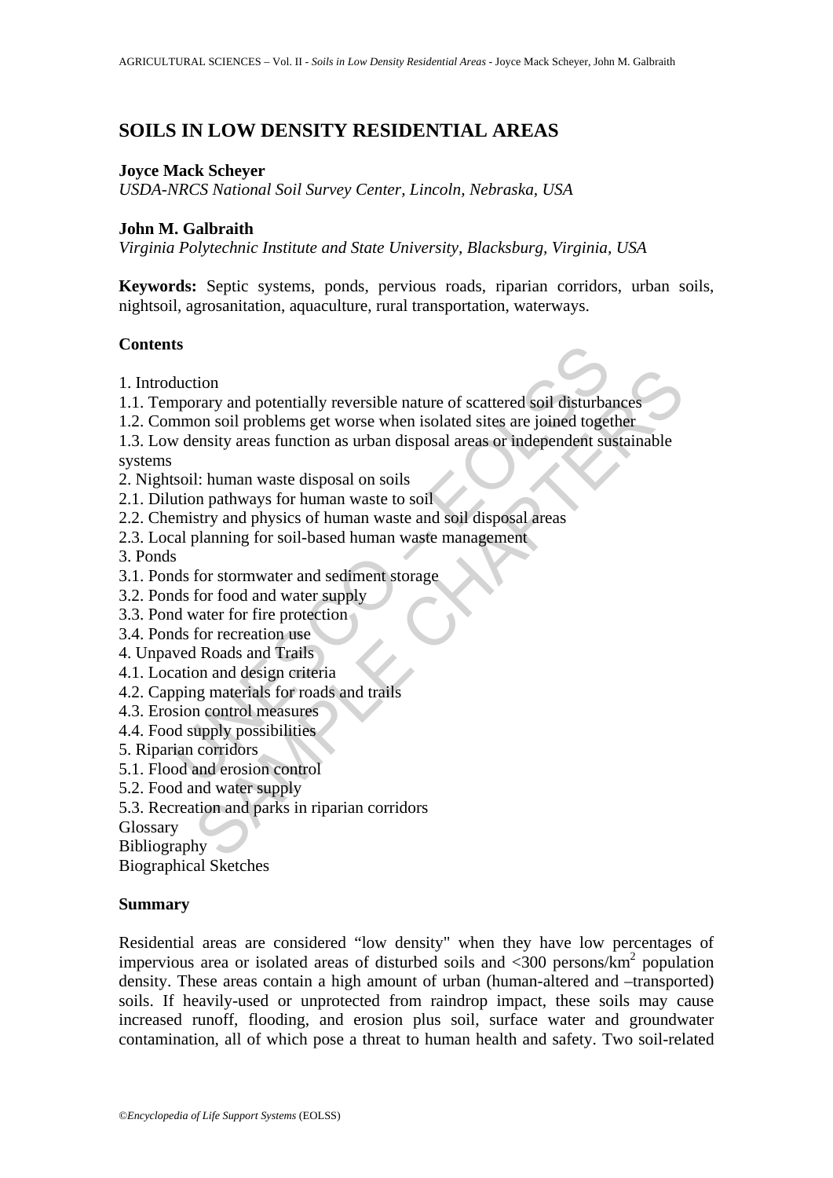# SOILS IN LOW DENSITY RESIDENTIAL AREAS

**Joyce Mack Scheyer**
*USDA-NRCS National Soil Survey Center, Lincoln, Nebraska, USA*

**John M. Galbraith**
*Virginia Polytechnic Institute and State University, Blacksburg, Virginia, USA*

**Keywords:** Septic systems, ponds, pervious roads, riparian corridors, urban soils, nightsoil, agrosanitation, aquaculture, rural transportation, waterways.

## Contents

1. Introduction
1.1. Temporary and potentially reversible nature of scattered soil disturbances
1.2. Common soil problems get worse when isolated sites are joined together
1.3. Low density areas function as urban disposal areas or independent sustainable systems
2. Nightsoil: human waste disposal on soils
2.1. Dilution pathways for human waste to soil
2.2. Chemistry and physics of human waste and soil disposal areas
2.3. Local planning for soil-based human waste management
3. Ponds
3.1. Ponds for stormwater and sediment storage
3.2. Ponds for food and water supply
3.3. Pond water for fire protection
3.4. Ponds for recreation use
4. Unpaved Roads and Trails
4.1. Location and design criteria
4.2. Capping materials for roads and trails
4.3. Erosion control measures
4.4. Food supply possibilities
5. Riparian corridors
5.1. Flood and erosion control
5.2. Food and water supply
5.3. Recreation and parks in riparian corridors
Glossary
Bibliography
Biographical Sketches

## Summary

Residential areas are considered "low density" when they have low percentages of impervious area or isolated areas of disturbed soils and <300 persons/km$^2$ population density. These areas contain a high amount of urban (human-altered and –transported) soils. If heavily-used or unprotected from raindrop impact, these soils may cause increased runoff, flooding, and erosion plus soil, surface water and groundwater contamination, all of which pose a threat to human health and safety. Two soil-related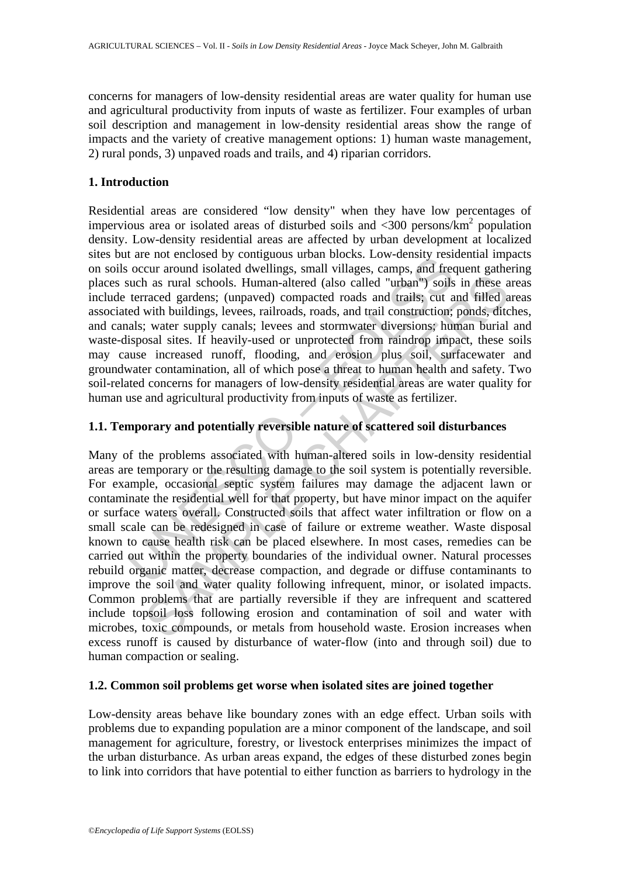concerns for managers of low-density residential areas are water quality for human use and agricultural productivity from inputs of waste as fertilizer. Four examples of urban soil description and management in low-density residential areas show the range of impacts and the variety of creative management options: 1) human waste management, 2) rural ponds, 3) unpaved roads and trails, and 4) riparian corridors.

## 1. Introduction

Residential areas are considered "low density" when they have low percentages of impervious area or isolated areas of disturbed soils and <300 persons/km$^2$ population density. Low-density residential areas are affected by urban development at localized sites but are not enclosed by contiguous urban blocks. Low-density residential impacts on soils occur around isolated dwellings, small villages, camps, and frequent gathering places such as rural schools. Human-altered (also called "urban") soils in these areas include terraced gardens; (unpaved) compacted roads and trails; cut and filled areas associated with buildings, levees, railroads, roads, and trail construction; ponds, ditches, and canals; water supply canals; levees and stormwater diversions; human burial and waste-disposal sites. If heavily-used or unprotected from raindrop impact, these soils may cause increased runoff, flooding, and erosion plus soil, surfacewater and groundwater contamination, all of which pose a threat to human health and safety. Two soil-related concerns for managers of low-density residential areas are water quality for human use and agricultural productivity from inputs of waste as fertilizer.

### 1.1. Temporary and potentially reversible nature of scattered soil disturbances

Many of the problems associated with human-altered soils in low-density residential areas are temporary or the resulting damage to the soil system is potentially reversible. For example, occasional septic system failures may damage the adjacent lawn or contaminate the residential well for that property, but have minor impact on the aquifer or surface waters overall. Constructed soils that affect water infiltration or flow on a small scale can be redesigned in case of failure or extreme weather. Waste disposal known to cause health risk can be placed elsewhere. In most cases, remedies can be carried out within the property boundaries of the individual owner. Natural processes rebuild organic matter, decrease compaction, and degrade or diffuse contaminants to improve the soil and water quality following infrequent, minor, or isolated impacts. Common problems that are partially reversible if they are infrequent and scattered include topsoil loss following erosion and contamination of soil and water with microbes, toxic compounds, or metals from household waste. Erosion increases when excess runoff is caused by disturbance of water-flow (into and through soil) due to human compaction or sealing.

### 1.2. Common soil problems get worse when isolated sites are joined together

Low-density areas behave like boundary zones with an edge effect. Urban soils with problems due to expanding population are a minor component of the landscape, and soil management for agriculture, forestry, or livestock enterprises minimizes the impact of the urban disturbance. As urban areas expand, the edges of these disturbed zones begin to link into corridors that have potential to either function as barriers to hydrology in the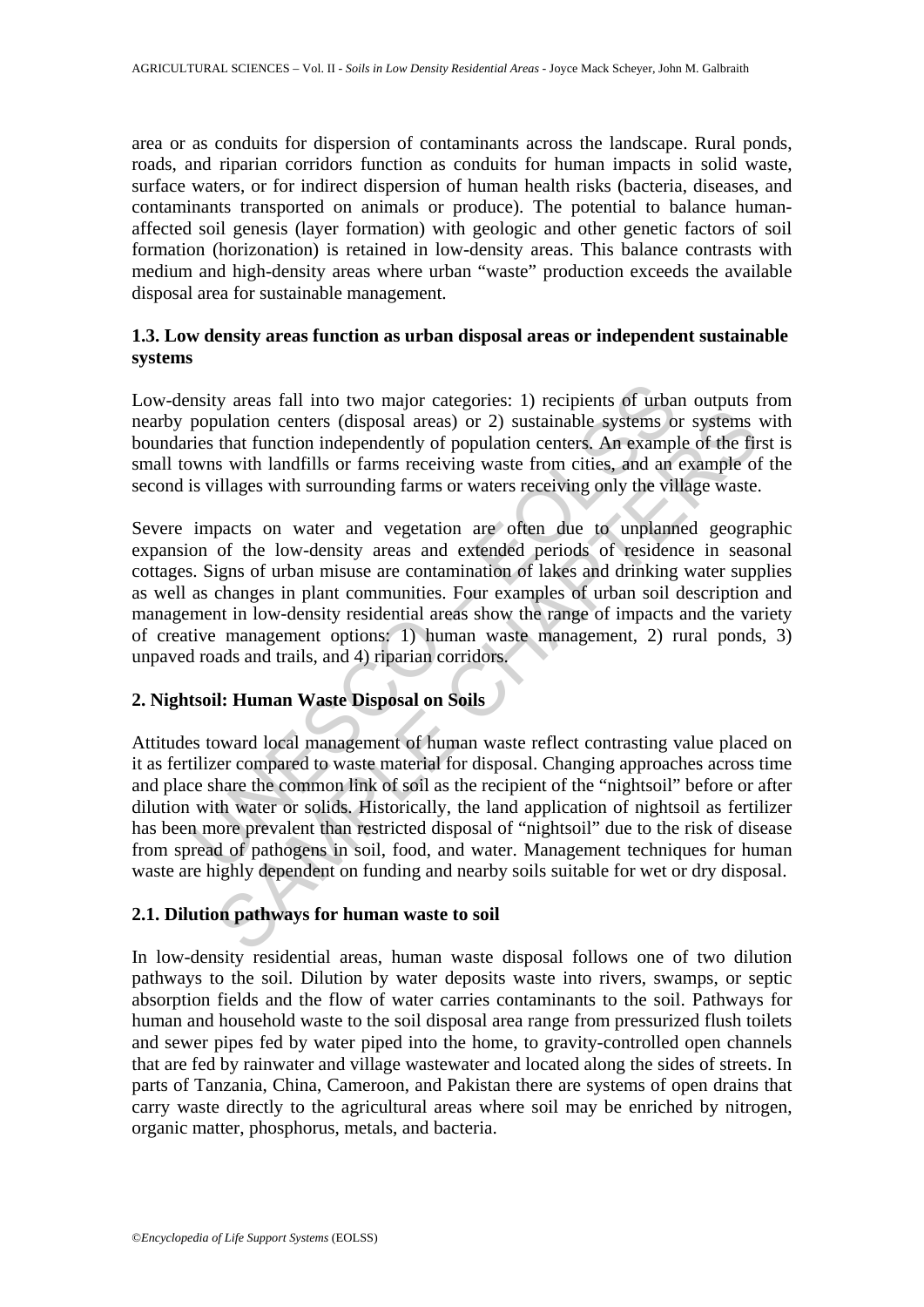area or as conduits for dispersion of contaminants across the landscape. Rural ponds, roads, and riparian corridors function as conduits for human impacts in solid waste, surface waters, or for indirect dispersion of human health risks (bacteria, diseases, and contaminants transported on animals or produce). The potential to balance human-affected soil genesis (layer formation) with geologic and other genetic factors of soil formation (horizonation) is retained in low-density areas. This balance contrasts with medium and high-density areas where urban "waste" production exceeds the available disposal area for sustainable management.

### 1.3. Low density areas function as urban disposal areas or independent sustainable systems

Low-density areas fall into two major categories: 1) recipients of urban outputs from nearby population centers (disposal areas) or 2) sustainable systems or systems with boundaries that function independently of population centers. An example of the first is small towns with landfills or farms receiving waste from cities, and an example of the second is villages with surrounding farms or waters receiving only the village waste.

Severe impacts on water and vegetation are often due to unplanned geographic expansion of the low-density areas and extended periods of residence in seasonal cottages. Signs of urban misuse are contamination of lakes and drinking water supplies as well as changes in plant communities. Four examples of urban soil description and management in low-density residential areas show the range of impacts and the variety of creative management options: 1) human waste management, 2) rural ponds, 3) unpaved roads and trails, and 4) riparian corridors.

## 2. Nightsoil: Human Waste Disposal on Soils

Attitudes toward local management of human waste reflect contrasting value placed on it as fertilizer compared to waste material for disposal. Changing approaches across time and place share the common link of soil as the recipient of the "nightsoil" before or after dilution with water or solids. Historically, the land application of nightsoil as fertilizer has been more prevalent than restricted disposal of "nightsoil" due to the risk of disease from spread of pathogens in soil, food, and water. Management techniques for human waste are highly dependent on funding and nearby soils suitable for wet or dry disposal.

### 2.1. Dilution pathways for human waste to soil

In low-density residential areas, human waste disposal follows one of two dilution pathways to the soil. Dilution by water deposits waste into rivers, swamps, or septic absorption fields and the flow of water carries contaminants to the soil. Pathways for human and household waste to the soil disposal area range from pressurized flush toilets and sewer pipes fed by water piped into the home, to gravity-controlled open channels that are fed by rainwater and village wastewater and located along the sides of streets. In parts of Tanzania, China, Cameroon, and Pakistan there are systems of open drains that carry waste directly to the agricultural areas where soil may be enriched by nitrogen, organic matter, phosphorus, metals, and bacteria.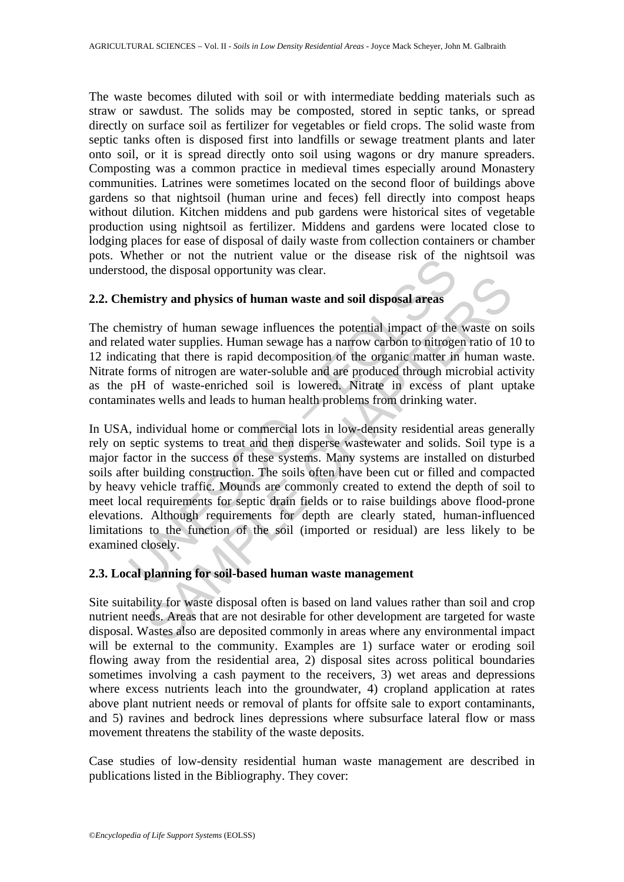The waste becomes diluted with soil or with intermediate bedding materials such as straw or sawdust. The solids may be composted, stored in septic tanks, or spread directly on surface soil as fertilizer for vegetables or field crops. The solid waste from septic tanks often is disposed first into landfills or sewage treatment plants and later onto soil, or it is spread directly onto soil using wagons or dry manure spreaders. Composting was a common practice in medieval times especially around Monastery communities. Latrines were sometimes located on the second floor of buildings above gardens so that nightsoil (human urine and feces) fell directly into compost heaps without dilution. Kitchen middens and pub gardens were historical sites of vegetable production using nightsoil as fertilizer. Middens and gardens were located close to lodging places for ease of disposal of daily waste from collection containers or chamber pots. Whether or not the nutrient value or the disease risk of the nightsoil was understood, the disposal opportunity was clear.

## 2.2. Chemistry and physics of human waste and soil disposal areas

The chemistry of human sewage influences the potential impact of the waste on soils and related water supplies. Human sewage has a narrow carbon to nitrogen ratio of 10 to 12 indicating that there is rapid decomposition of the organic matter in human waste. Nitrate forms of nitrogen are water-soluble and are produced through microbial activity as the pH of waste-enriched soil is lowered. Nitrate in excess of plant uptake contaminates wells and leads to human health problems from drinking water.

In USA, individual home or commercial lots in low-density residential areas generally rely on septic systems to treat and then disperse wastewater and solids. Soil type is a major factor in the success of these systems. Many systems are installed on disturbed soils after building construction. The soils often have been cut or filled and compacted by heavy vehicle traffic. Mounds are commonly created to extend the depth of soil to meet local requirements for septic drain fields or to raise buildings above flood-prone elevations. Although requirements for depth are clearly stated, human-influenced limitations to the function of the soil (imported or residual) are less likely to be examined closely.

## 2.3. Local planning for soil-based human waste management

Site suitability for waste disposal often is based on land values rather than soil and crop nutrient needs. Areas that are not desirable for other development are targeted for waste disposal. Wastes also are deposited commonly in areas where any environmental impact will be external to the community. Examples are 1) surface water or eroding soil flowing away from the residential area, 2) disposal sites across political boundaries sometimes involving a cash payment to the receivers, 3) wet areas and depressions where excess nutrients leach into the groundwater, 4) cropland application at rates above plant nutrient needs or removal of plants for offsite sale to export contaminants, and 5) ravines and bedrock lines depressions where subsurface lateral flow or mass movement threatens the stability of the waste deposits.

Case studies of low-density residential human waste management are described in publications listed in the Bibliography. They cover: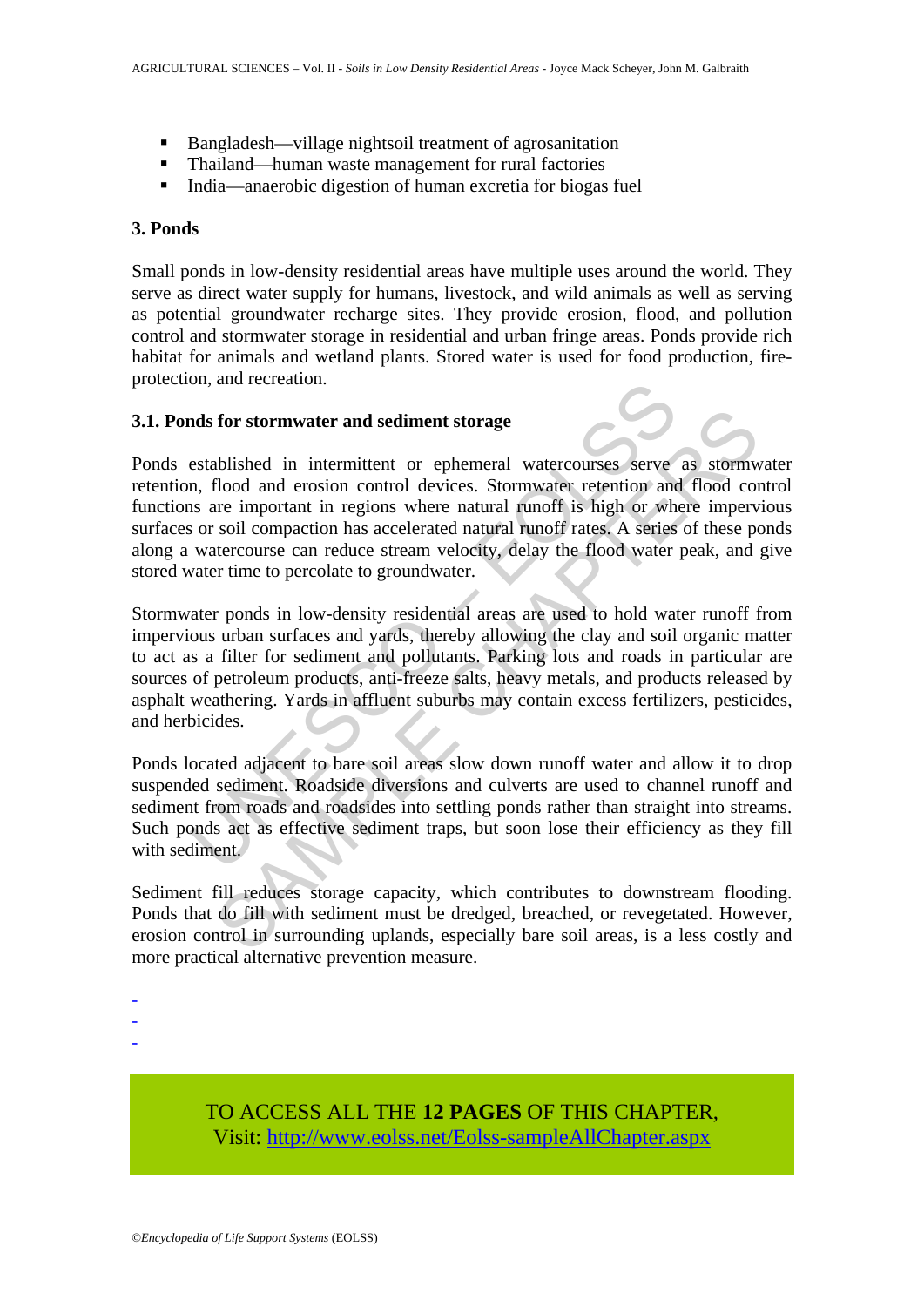- Bangladesh—village nightsoil treatment of agrosanitation
- Thailand—human waste management for rural factories
- India—anaerobic digestion of human excretia for biogas fuel

### 3. Ponds

Small ponds in low-density residential areas have multiple uses around the world. They serve as direct water supply for humans, livestock, and wild animals as well as serving as potential groundwater recharge sites. They provide erosion, flood, and pollution control and stormwater storage in residential and urban fringe areas. Ponds provide rich habitat for animals and wetland plants. Stored water is used for food production, fire-protection, and recreation.

#### 3.1. Ponds for stormwater and sediment storage

Ponds established in intermittent or ephemeral watercourses serve as stormwater retention, flood and erosion control devices. Stormwater retention and flood control functions are important in regions where natural runoff is high or where impervious surfaces or soil compaction has accelerated natural runoff rates. A series of these ponds along a watercourse can reduce stream velocity, delay the flood water peak, and give stored water time to percolate to groundwater.

Stormwater ponds in low-density residential areas are used to hold water runoff from impervious urban surfaces and yards, thereby allowing the clay and soil organic matter to act as a filter for sediment and pollutants. Parking lots and roads in particular are sources of petroleum products, anti-freeze salts, heavy metals, and products released by asphalt weathering. Yards in affluent suburbs may contain excess fertilizers, pesticides, and herbicides.

Ponds located adjacent to bare soil areas slow down runoff water and allow it to drop suspended sediment. Roadside diversions and culverts are used to channel runoff and sediment from roads and roadsides into settling ponds rather than straight into streams. Such ponds act as effective sediment traps, but soon lose their efficiency as they fill with sediment.

Sediment fill reduces storage capacity, which contributes to downstream flooding. Ponds that do fill with sediment must be dredged, breached, or revegetated. However, erosion control in surrounding uplands, especially bare soil areas, is a less costly and more practical alternative prevention measure.

-
-
-

TO ACCESS ALL THE **12 PAGES** OF THIS CHAPTER,
Visit: http://www.eolss.net/Eolss-sampleAllChapter.aspx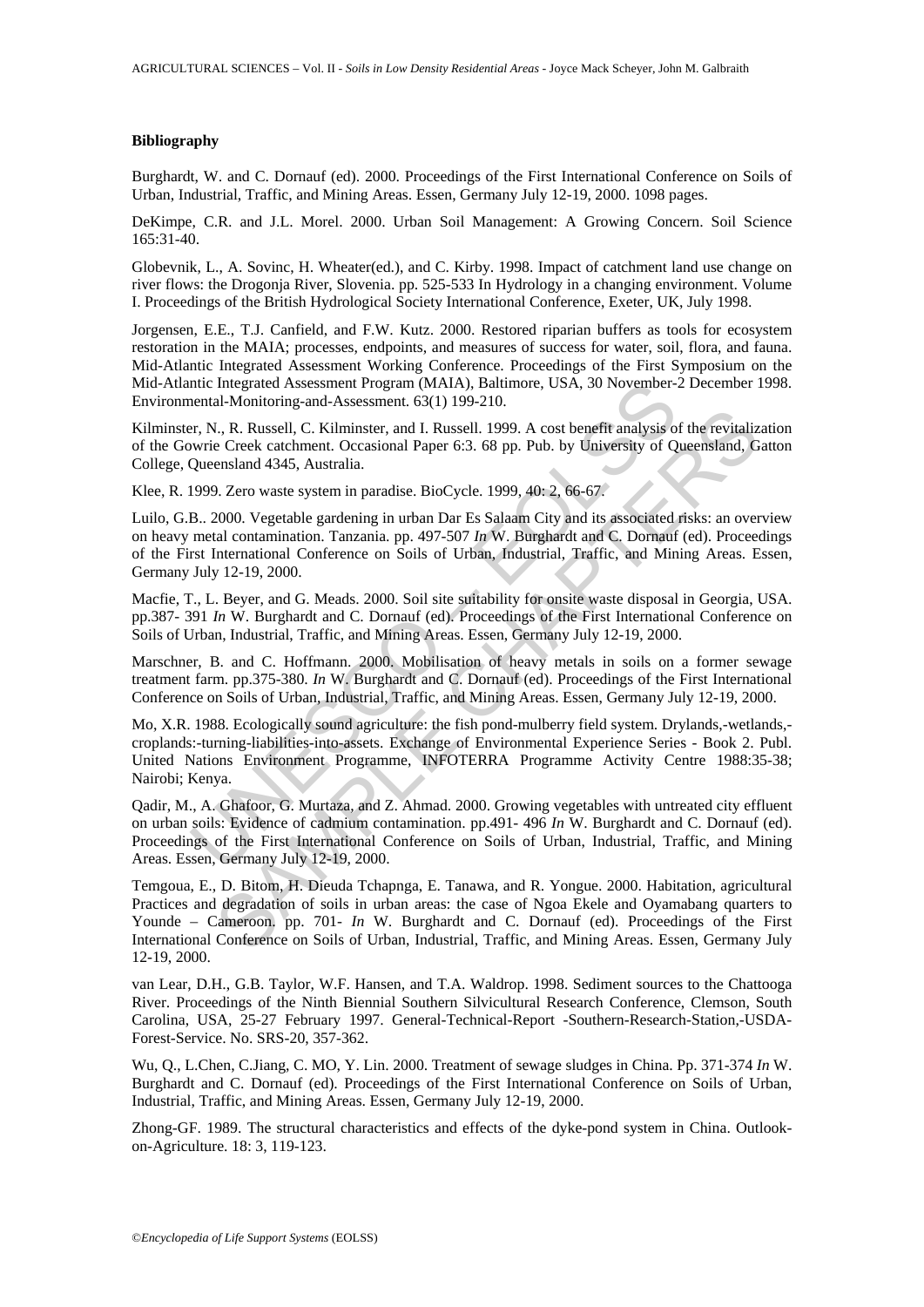### Bibliography

Burghardt, W. and C. Dornauf (ed). 2000. Proceedings of the First International Conference on Soils of Urban, Industrial, Traffic, and Mining Areas. Essen, Germany July 12-19, 2000. 1098 pages.

DeKimpe, C.R. and J.L. Morel. 2000. Urban Soil Management: A Growing Concern. Soil Science 165:31-40.

Globevnik, L., A. Sovinc, H. Wheater(ed.), and C. Kirby. 1998. Impact of catchment land use change on river flows: the Drogonja River, Slovenia. pp. 525-533 In Hydrology in a changing environment. Volume I. Proceedings of the British Hydrological Society International Conference, Exeter, UK, July 1998.

Jorgensen, E.E., T.J. Canfield, and F.W. Kutz. 2000. Restored riparian buffers as tools for ecosystem restoration in the MAIA; processes, endpoints, and measures of success for water, soil, flora, and fauna. Mid-Atlantic Integrated Assessment Working Conference. Proceedings of the First Symposium on the Mid-Atlantic Integrated Assessment Program (MAIA), Baltimore, USA, 30 November-2 December 1998. Environmental-Monitoring-and-Assessment. 63(1) 199-210.

Kilminster, N., R. Russell, C. Kilminster, and I. Russell. 1999. A cost benefit analysis of the revitalization of the Gowrie Creek catchment. Occasional Paper 6:3. 68 pp. Pub. by University of Queensland, Gatton College, Queensland 4345, Australia.

Klee, R. 1999. Zero waste system in paradise. BioCycle. 1999, 40: 2, 66-67.

Luilo, G.B.. 2000. Vegetable gardening in urban Dar Es Salaam City and its associated risks: an overview on heavy metal contamination. Tanzania. pp. 497-507 *In* W. Burghardt and C. Dornauf (ed). Proceedings of the First International Conference on Soils of Urban, Industrial, Traffic, and Mining Areas. Essen, Germany July 12-19, 2000.

Macfie, T., L. Beyer, and G. Meads. 2000. Soil site suitability for onsite waste disposal in Georgia, USA. pp.387- 391 *In* W. Burghardt and C. Dornauf (ed). Proceedings of the First International Conference on Soils of Urban, Industrial, Traffic, and Mining Areas. Essen, Germany July 12-19, 2000.

Marschner, B. and C. Hoffmann. 2000. Mobilisation of heavy metals in soils on a former sewage treatment farm. pp.375-380. *In* W. Burghardt and C. Dornauf (ed). Proceedings of the First International Conference on Soils of Urban, Industrial, Traffic, and Mining Areas. Essen, Germany July 12-19, 2000.

Mo, X.R. 1988. Ecologically sound agriculture: the fish pond-mulberry field system. Drylands,-wetlands,-croplands:-turning-liabilities-into-assets. Exchange of Environmental Experience Series - Book 2. Publ. United Nations Environment Programme, INFOTERRA Programme Activity Centre 1988:35-38; Nairobi; Kenya.

Qadir, M., A. Ghafoor, G. Murtaza, and Z. Ahmad. 2000. Growing vegetables with untreated city effluent on urban soils: Evidence of cadmium contamination. pp.491- 496 *In* W. Burghardt and C. Dornauf (ed). Proceedings of the First International Conference on Soils of Urban, Industrial, Traffic, and Mining Areas. Essen, Germany July 12-19, 2000.

Temgoua, E., D. Bitom, H. Dieuda Tchapnga, E. Tanawa, and R. Yongue. 2000. Habitation, agricultural Practices and degradation of soils in urban areas: the case of Ngoa Ekele and Oyamabang quarters to Younde – Cameroon. pp. 701- *In* W. Burghardt and C. Dornauf (ed). Proceedings of the First International Conference on Soils of Urban, Industrial, Traffic, and Mining Areas. Essen, Germany July 12-19, 2000.

van Lear, D.H., G.B. Taylor, W.F. Hansen, and T.A. Waldrop. 1998. Sediment sources to the Chattooga River. Proceedings of the Ninth Biennial Southern Silvicultural Research Conference, Clemson, South Carolina, USA, 25-27 February 1997. General-Technical-Report -Southern-Research-Station,-USDA-Forest-Service. No. SRS-20, 357-362.

Wu, Q., L.Chen, C.Jiang, C. MO, Y. Lin. 2000. Treatment of sewage sludges in China. Pp. 371-374 *In* W. Burghardt and C. Dornauf (ed). Proceedings of the First International Conference on Soils of Urban, Industrial, Traffic, and Mining Areas. Essen, Germany July 12-19, 2000.

Zhong-GF. 1989. The structural characteristics and effects of the dyke-pond system in China. Outlook-on-Agriculture. 18: 3, 119-123.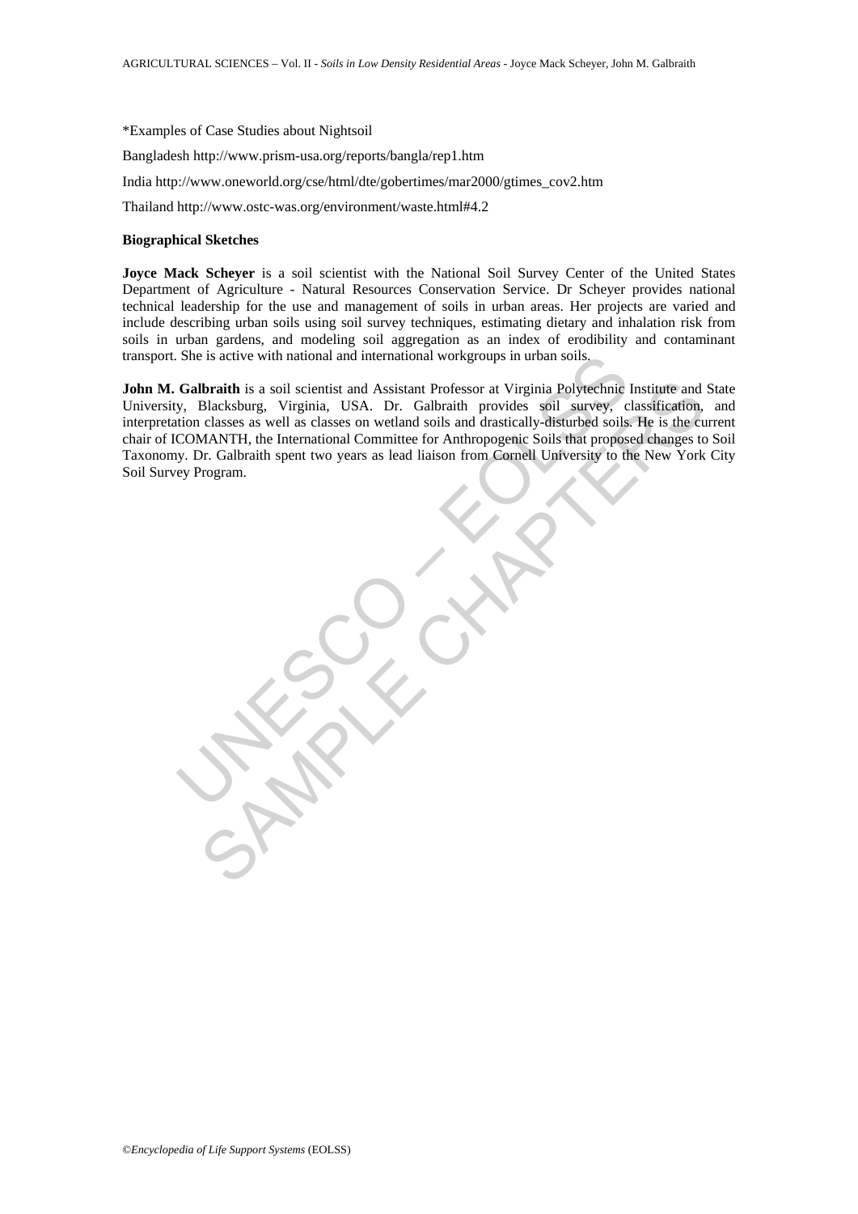*Examples of Case Studies about Nightsoil

Bangladesh http://www.prism-usa.org/reports/bangla/rep1.htm

India http://www.oneworld.org/cse/html/dte/gobertimes/mar2000/gtimes_cov2.htm

Thailand http://www.ostc-was.org/environment/waste.html#4.2

**Biographical Sketches**

**Joyce Mack Scheyer** is a soil scientist with the National Soil Survey Center of the United States Department of Agriculture - Natural Resources Conservation Service. Dr Scheyer provides national technical leadership for the use and management of soils in urban areas. Her projects are varied and include describing urban soils using soil survey techniques, estimating dietary and inhalation risk from soils in urban gardens, and modeling soil aggregation as an index of erodibility and contaminant transport. She is active with national and international workgroups in urban soils.

**John M. Galbraith** is a soil scientist and Assistant Professor at Virginia Polytechnic Institute and State University, Blacksburg, Virginia, USA. Dr. Galbraith provides soil survey, classification, and interpretation classes as well as classes on wetland soils and drastically-disturbed soils. He is the current chair of ICOMANTH, the International Committee for Anthropogenic Soils that proposed changes to Soil Taxonomy. Dr. Galbraith spent two years as lead liaison from Cornell University to the New York City Soil Survey Program.